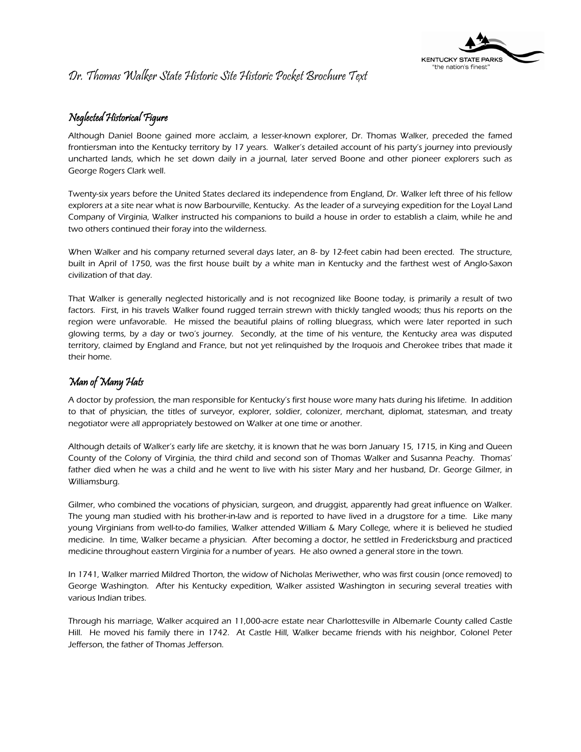# Dr. Thomas Walker State Historic Site Historic Pocket Brochure Text

## Neglected Historical Figure

Although Daniel Boone gained more acclaim, a lesser-known explorer, Dr. Thomas Walker, preceded the famed frontiersman into the Kentucky territory by 17 years. Walker's detailed account of his party's journey into previously uncharted lands, which he set down daily in a journal, later served Boone and other pioneer explorers such as George Rogers Clark well.

Twenty-six years before the United States declared its independence from England, Dr. Walker left three of his fellow explorers at a site near what is now Barbourville, Kentucky. As the leader of a surveying expedition for the Loyal Land Company of Virginia, Walker instructed his companions to build a house in order to establish a claim, while he and two others continued their foray into the wilderness.

When Walker and his company returned several days later, an 8- by 12-feet cabin had been erected. The structure, built in April of 1750, was the first house built by a white man in Kentucky and the farthest west of Anglo-Saxon civilization of that day.

That Walker is generally neglected historically and is not recognized like Boone today, is primarily a result of two factors. First, in his travels Walker found rugged terrain strewn with thickly tangled woods; thus his reports on the region were unfavorable. He missed the beautiful plains of rolling bluegrass, which were later reported in such glowing terms, by a day or two's journey. Secondly, at the time of his venture, the Kentucky area was disputed territory, claimed by England and France, but not yet relinquished by the Iroquois and Cherokee tribes that made it their home.

## Man of Many Hats

A doctor by profession, the man responsible for Kentucky's first house wore many hats during his lifetime. In addition to that of physician, the titles of surveyor, explorer, soldier, colonizer, merchant, diplomat, statesman, and treaty negotiator were all appropriately bestowed on Walker at one time or another.

Although details of Walker's early life are sketchy, it is known that he was born January 15, 1715, in King and Queen County of the Colony of Virginia, the third child and second son of Thomas Walker and Susanna Peachy. Thomas' father died when he was a child and he went to live with his sister Mary and her husband, Dr. George Gilmer, in Williamsburg.

Gilmer, who combined the vocations of physician, surgeon, and druggist, apparently had great influence on Walker. The young man studied with his brother-in-law and is reported to have lived in a drugstore for a time. Like many young Virginians from well-to-do families, Walker attended William & Mary College, where it is believed he studied medicine. In time, Walker became a physician. After becoming a doctor, he settled in Fredericksburg and practiced medicine throughout eastern Virginia for a number of years. He also owned a general store in the town.

In 1741, Walker married Mildred Thorton, the widow of Nicholas Meriwether, who was first cousin (once removed) to George Washington. After his Kentucky expedition, Walker assisted Washington in securing several treaties with various Indian tribes.

Through his marriage, Walker acquired an 11,000-acre estate near Charlottesville in Albemarle County called Castle Hill. He moved his family there in 1742. At Castle Hill, Walker became friends with his neighbor, Colonel Peter Jefferson, the father of Thomas Jefferson.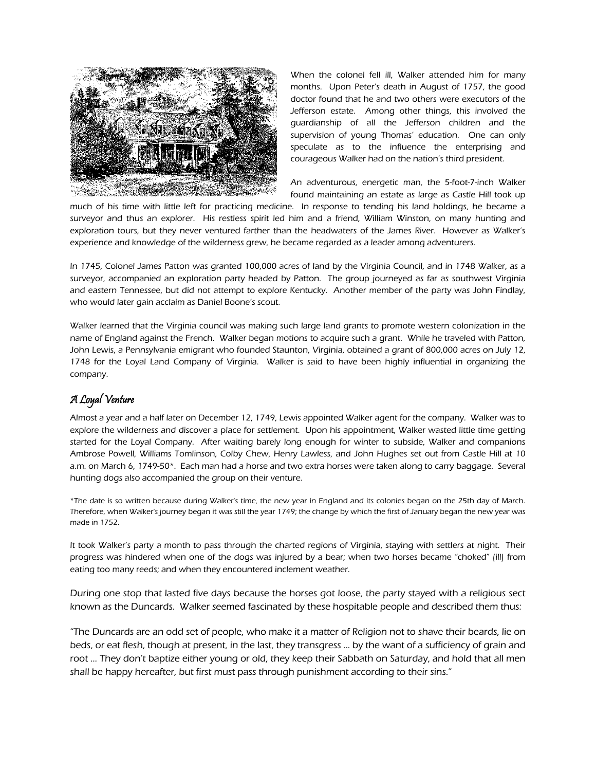When the colonel fell ill, Walker attended him for many months. Upon Peter's death in August of 1757, the good doctor found that he and two others were executors of the Jefferson estate. Among other things, this involved the guardianship of all the Jefferson children and the supervision of young Thomas' education. One can only speculate as to the influence the enterprising and courageous Walker had on the nation's third president.

An adventurous, energetic man, the 5-foot-7-inch Walker found maintaining an estate as large as Castle Hill took up much of his time with little left for practicing medicine. In response to tending his land holdings, he became a surveyor and thus an explorer. His restless spirit led him and a friend, William Winston, on many hunting and exploration tours, but they never ventured farther than the headwaters of the James River. However as Walker's experience and knowledge of the wilderness grew, he became regarded as a leader among adventurers.

In 1745, Colonel James Patton was granted 100,000 acres of land by the Virginia Council, and in 1748 Walker, as a surveyor, accompanied an exploration party headed by Patton. The group journeyed as far as southwest Virginia and eastern Tennessee, but did not attempt to explore Kentucky. Another member of the party was John Findlay, who would later gain acclaim as Daniel Boone's scout.

Walker learned that the Virginia council was making such large land grants to promote western colonization in the name of England against the French. Walker began motions to acquire such a grant. While he traveled with Patton, John Lewis, a Pennsylvania emigrant who founded Staunton, Virginia, obtained a grant of 800,000 acres on July 12, 1748 for the Loyal Land Company of Virginia. Walker is said to have been highly influential in organizing the company.

## A Loyal Venture

Almost a year and a half later on December 12, 1749, Lewis appointed Walker agent for the company. Walker was to explore the wilderness and discover a place for settlement. Upon his appointment, Walker wasted little time getting started for the Loyal Company. After waiting barely long enough for winter to subside, Walker and companions Ambrose Powell, Williams Tomlinson, Colby Chew, Henry Lawless, and John Hughes set out from Castle Hill at 10 a.m. on March 6, 1749-50*. Each man had a horse and two extra horses were taken along to carry baggage. Several hunting dogs also accompanied the group on their venture.

*The date is so written because during Walker's time, the new year in England and its colonies began on the 25th day of March. Therefore, when Walker's journey began it was still the year 1749; the change by which the first of January began the new year was made in 1752.

It took Walker's party a month to pass through the charted regions of Virginia, staying with settlers at night. Their progress was hindered when one of the dogs was injured by a bear; when two horses became "choked" (ill) from eating too many reeds; and when they encountered inclement weather.

During one stop that lasted five days because the horses got loose, the party stayed with a religious sect known as the Duncards. Walker seemed fascinated by these hospitable people and described them thus:

"The Duncards are an odd set of people, who make it a matter of Religion not to shave their beards, lie on beds, or eat flesh, though at present, in the last, they transgress ... by the want of a sufficiency of grain and root ... They don't baptize either young or old, they keep their Sabbath on Saturday, and hold that all men shall be happy hereafter, but first must pass through punishment according to their sins."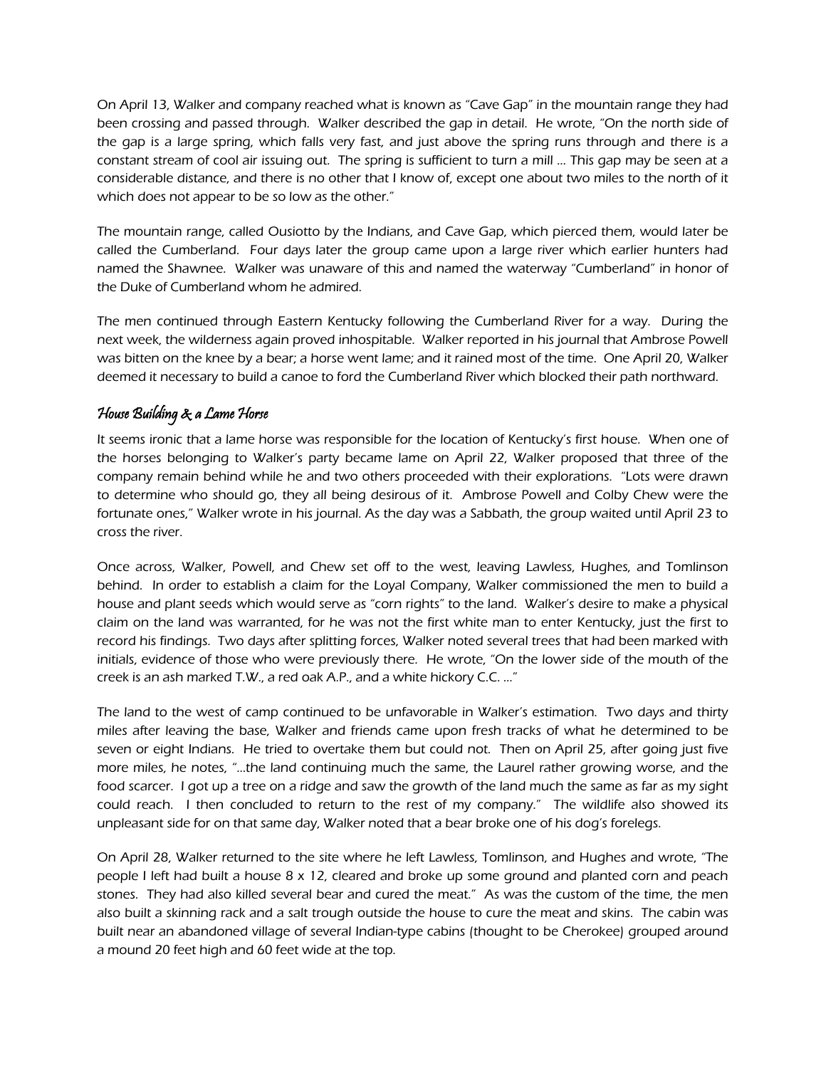On April 13, Walker and company reached what is known as "Cave Gap" in the mountain range they had been crossing and passed through. Walker described the gap in detail. He wrote, "On the north side of the gap is a large spring, which falls very fast, and just above the spring runs through and there is a constant stream of cool air issuing out. The spring is sufficient to turn a mill ... This gap may be seen at a considerable distance, and there is no other that I know of, except one about two miles to the north of it which does not appear to be so low as the other."

The mountain range, called Ousiotto by the Indians, and Cave Gap, which pierced them, would later be called the Cumberland. Four days later the group came upon a large river which earlier hunters had named the Shawnee. Walker was unaware of this and named the waterway "Cumberland" in honor of the Duke of Cumberland whom he admired.

The men continued through Eastern Kentucky following the Cumberland River for a way. During the next week, the wilderness again proved inhospitable. Walker reported in his journal that Ambrose Powell was bitten on the knee by a bear; a horse went lame; and it rained most of the time. One April 20, Walker deemed it necessary to build a canoe to ford the Cumberland River which blocked their path northward.

## *House Building & a Lame Horse*

It seems ironic that a lame horse was responsible for the location of Kentucky's first house. When one of the horses belonging to Walker's party became lame on April 22, Walker proposed that three of the company remain behind while he and two others proceeded with their explorations. "Lots were drawn to determine who should go, they all being desirous of it. Ambrose Powell and Colby Chew were the fortunate ones," Walker wrote in his journal. As the day was a Sabbath, the group waited until April 23 to cross the river.

Once across, Walker, Powell, and Chew set off to the west, leaving Lawless, Hughes, and Tomlinson behind. In order to establish a claim for the Loyal Company, Walker commissioned the men to build a house and plant seeds which would serve as "corn rights" to the land. Walker's desire to make a physical claim on the land was warranted, for he was not the first white man to enter Kentucky, just the first to record his findings. Two days after splitting forces, Walker noted several trees that had been marked with initials, evidence of those who were previously there. He wrote, "On the lower side of the mouth of the creek is an ash marked T.W., a red oak A.P., and a white hickory C.C. ..."

The land to the west of camp continued to be unfavorable in Walker's estimation. Two days and thirty miles after leaving the base, Walker and friends came upon fresh tracks of what he determined to be seven or eight Indians. He tried to overtake them but could not. Then on April 25, after going just five more miles, he notes, "...the land continuing much the same, the Laurel rather growing worse, and the food scarcer. I got up a tree on a ridge and saw the growth of the land much the same as far as my sight could reach. I then concluded to return to the rest of my company." The wildlife also showed its unpleasant side for on that same day, Walker noted that a bear broke one of his dog's forelegs.

On April 28, Walker returned to the site where he left Lawless, Tomlinson, and Hughes and wrote, "The people I left had built a house 8 x 12, cleared and broke up some ground and planted corn and peach stones. They had also killed several bear and cured the meat." As was the custom of the time, the men also built a skinning rack and a salt trough outside the house to cure the meat and skins. The cabin was built near an abandoned village of several Indian-type cabins (thought to be Cherokee) grouped around a mound 20 feet high and 60 feet wide at the top.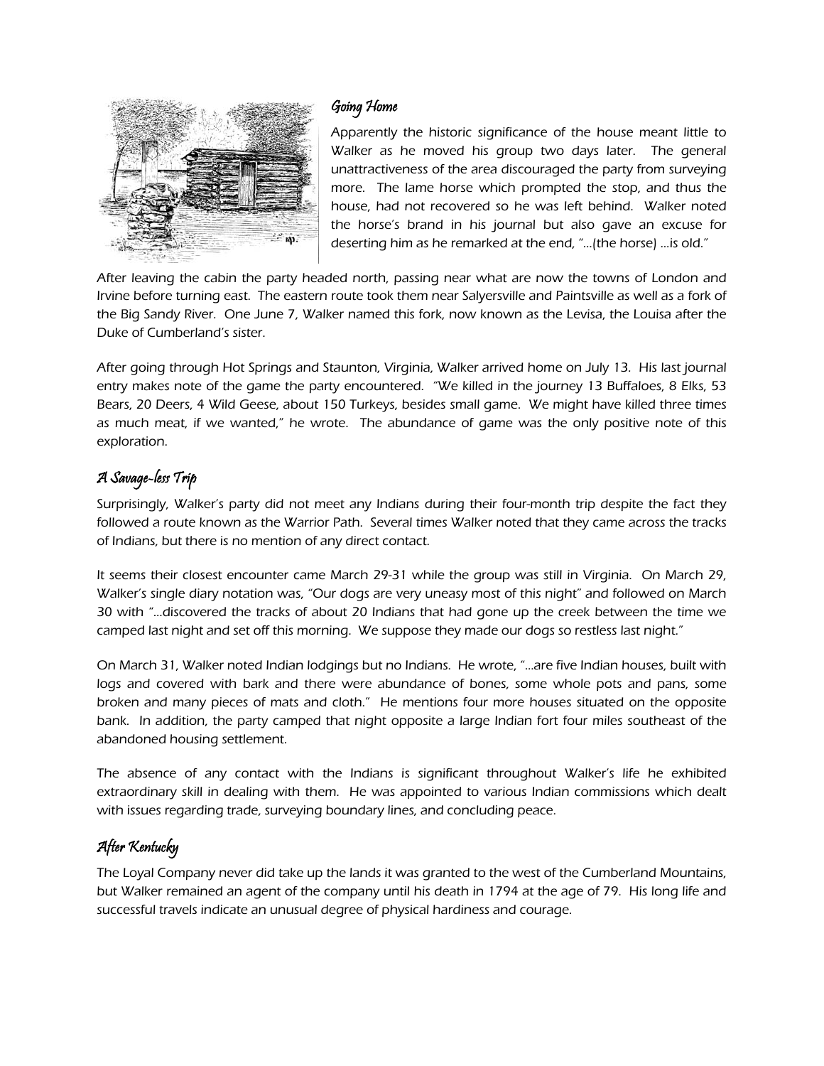## Going Home

Apparently the historic significance of the house meant little to Walker as he moved his group two days later. The general unattractiveness of the area discouraged the party from surveying more. The lame horse which prompted the stop, and thus the house, had not recovered so he was left behind. Walker noted the horse's brand in his journal but also gave an excuse for deserting him as he remarked at the end, "…(the horse) …is old."

After leaving the cabin the party headed north, passing near what are now the towns of London and Irvine before turning east. The eastern route took them near Salyersville and Paintsville as well as a fork of the Big Sandy River. One June 7, Walker named this fork, now known as the Levisa, the Louisa after the Duke of Cumberland's sister.

After going through Hot Springs and Staunton, Virginia, Walker arrived home on July 13. His last journal entry makes note of the game the party encountered. "We killed in the journey 13 Buffaloes, 8 Elks, 53 Bears, 20 Deers, 4 Wild Geese, about 150 Turkeys, besides small game. We might have killed three times as much meat, if we wanted," he wrote. The abundance of game was the only positive note of this exploration.

## A Savage-less Trip

Surprisingly, Walker's party did not meet any Indians during their four-month trip despite the fact they followed a route known as the Warrior Path. Several times Walker noted that they came across the tracks of Indians, but there is no mention of any direct contact.

It seems their closest encounter came March 29-31 while the group was still in Virginia. On March 29, Walker's single diary notation was, "Our dogs are very uneasy most of this night" and followed on March 30 with "…discovered the tracks of about 20 Indians that had gone up the creek between the time we camped last night and set off this morning. We suppose they made our dogs so restless last night."

On March 31, Walker noted Indian lodgings but no Indians. He wrote, "…are five Indian houses, built with logs and covered with bark and there were abundance of bones, some whole pots and pans, some broken and many pieces of mats and cloth." He mentions four more houses situated on the opposite bank. In addition, the party camped that night opposite a large Indian fort four miles southeast of the abandoned housing settlement.

The absence of any contact with the Indians is significant throughout Walker's life he exhibited extraordinary skill in dealing with them. He was appointed to various Indian commissions which dealt with issues regarding trade, surveying boundary lines, and concluding peace.

## After Kentucky

The Loyal Company never did take up the lands it was granted to the west of the Cumberland Mountains, but Walker remained an agent of the company until his death in 1794 at the age of 79. His long life and successful travels indicate an unusual degree of physical hardiness and courage.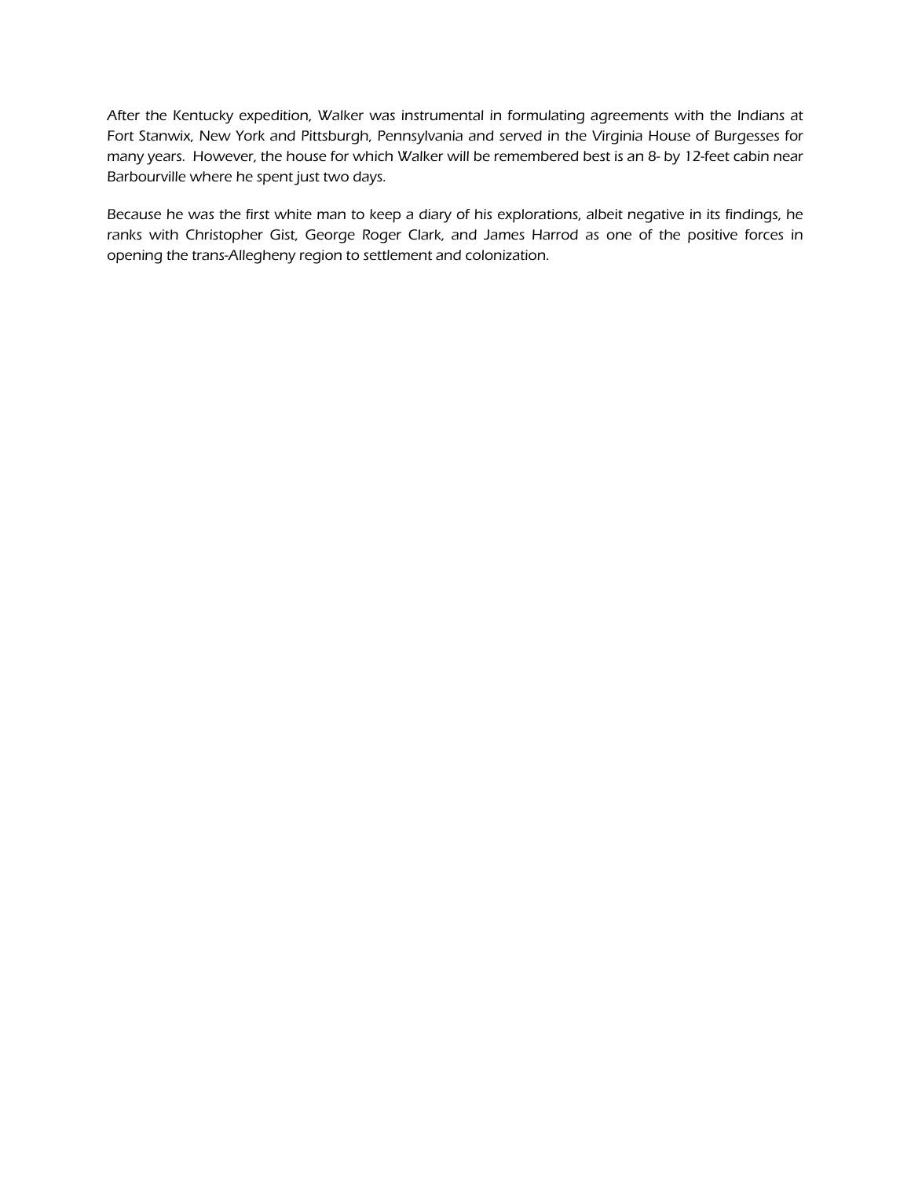After the Kentucky expedition, Walker was instrumental in formulating agreements with the Indians at Fort Stanwix, New York and Pittsburgh, Pennsylvania and served in the Virginia House of Burgesses for many years. However, the house for which Walker will be remembered best is an 8- by 12-feet cabin near Barbourville where he spent just two days.

Because he was the first white man to keep a diary of his explorations, albeit negative in its findings, he ranks with Christopher Gist, George Roger Clark, and James Harrod as one of the positive forces in opening the trans-Allegheny region to settlement and colonization.